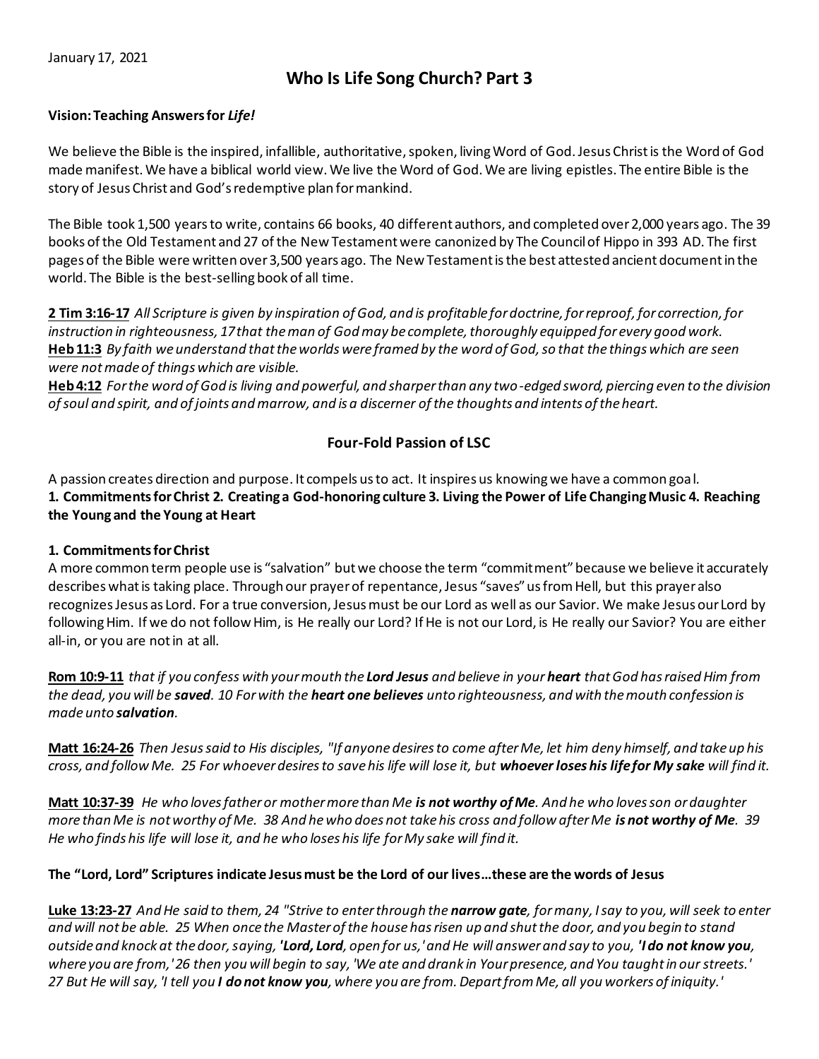January 17, 2021

# Who Is Life Song Church? Part 3

**Vision: Teaching Answers for *Life!***

We believe the Bible is the inspired, infallible, authoritative, spoken, living Word of God. Jesus Christ is the Word of God made manifest. We have a biblical world view. We live the Word of God. We are living epistles. The entire Bible is the story of Jesus Christ and God's redemptive plan for mankind.

The Bible took 1,500 years to write, contains 66 books, 40 different authors, and completed over 2,000 years ago. The 39 books of the Old Testament and 27 of the New Testament were canonized by The Council of Hippo in 393 AD. The first pages of the Bible were written over 3,500 years ago. The New Testament is the best attested ancient document in the world. The Bible is the best-selling book of all time.

**2 Tim 3:16-17** *All Scripture is given by inspiration of God, and is profitable for doctrine, for reproof, for correction, for instruction in righteousness, 17 that the man of God may be complete, thoroughly equipped for every good work.*
**Heb 11:3** *By faith we understand that the worlds were framed by the word of God, so that the things which are seen were not made of things which are visible.*
**Heb 4:12** *For the word of God is living and powerful, and sharper than any two-edged sword, piercing even to the division of soul and spirit, and of joints and marrow, and is a discerner of the thoughts and intents of the heart.*

## Four-Fold Passion of LSC

A passion creates direction and purpose. It compels us to act. It inspires us knowing we have a common goal.
**1. Commitments for Christ 2. Creating a God-honoring culture 3. Living the Power of Life Changing Music 4. Reaching the Young and the Young at Heart**

**1. Commitments for Christ**
A more common term people use is "salvation" but we choose the term "commitment" because we believe it accurately describes what is taking place. Through our prayer of repentance, Jesus "saves" us from Hell, but this prayer also recognizes Jesus as Lord. For a true conversion, Jesus must be our Lord as well as our Savior. We make Jesus our Lord by following Him. If we do not follow Him, is He really our Lord? If He is not our Lord, is He really our Savior? You are either all-in, or you are not in at all.

**Rom 10:9-11** *that if you confess with your mouth the **Lord Jesus** and believe in your **heart** that God has raised Him from the dead, you will be **saved**. 10 For with the **heart one believes** unto righteousness, and with the mouth confession is made unto **salvation**.*

**Matt 16:24-26** *Then Jesus said to His disciples, "If anyone desires to come after Me, let him deny himself, and take up his cross, and follow Me. 25 For whoever desires to save his life will lose it, but **whoever loses his life for My sake** will find it.*

**Matt 10:37-39** *He who loves father or mother more than Me **is not worthy of Me**. And he who loves son or daughter more than Me is not worthy of Me. 38 And he who does not take his cross and follow after Me **is not worthy of Me**. 39 He who finds his life will lose it, and he who loses his life for My sake will find it.*

**The "Lord, Lord" Scriptures indicate Jesus must be the Lord of our lives…these are the words of Jesus**

**Luke 13:23-27** *And He said to them, 24 "Strive to enter through the **narrow gate**, for many, I say to you, will seek to enter and will not be able. 25 When once the Master of the house has risen up and shut the door, and you begin to stand outside and knock at the door, saying, **'Lord, Lord**, open for us,' and He will answer and say to you, **'I do not know you**, where you are from,' 26 then you will begin to say, 'We ate and drank in Your presence, and You taught in our streets.' 27 But He will say, 'I tell you **I do not know you**, where you are from. Depart from Me, all you workers of iniquity.'*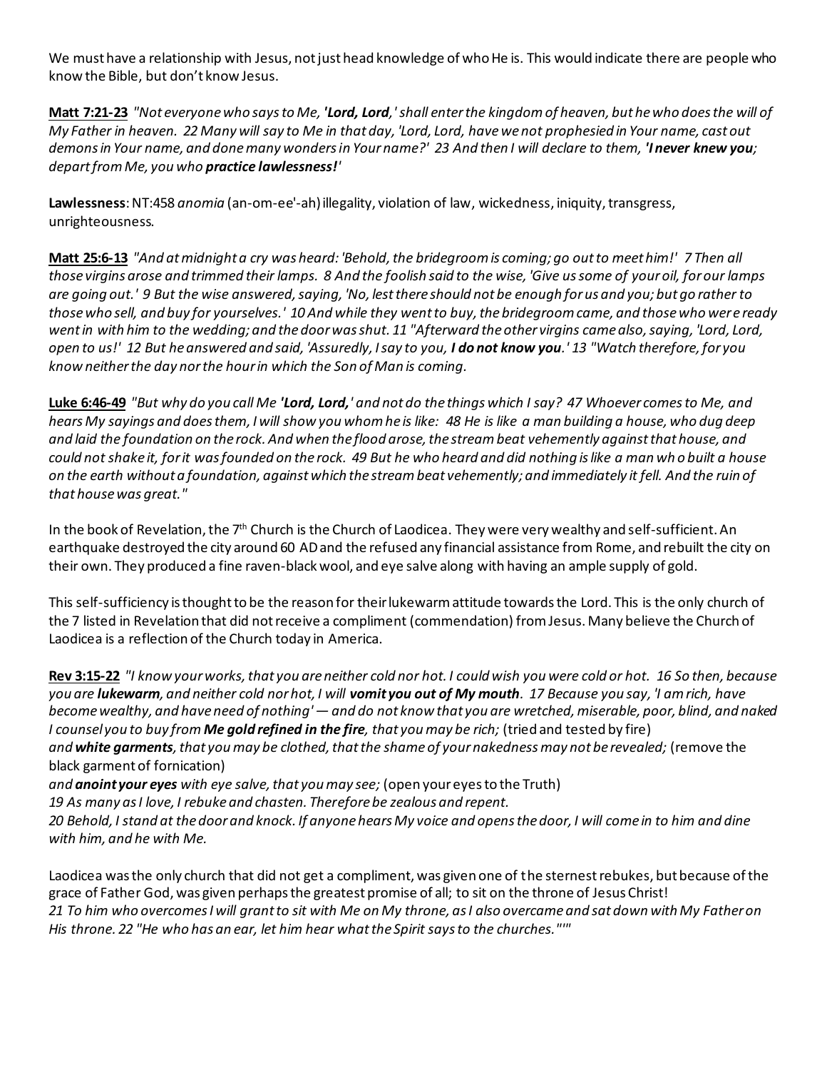We must have a relationship with Jesus, not just head knowledge of who He is. This would indicate there are people who know the Bible, but don't know Jesus.

**Matt 7:21-23** *"Not everyone who says to Me, **'Lord, Lord**,' shall enter the kingdom of heaven, but he who does the will of My Father in heaven. 22 Many will say to Me in that day, 'Lord, Lord, have we not prophesied in Your name, cast out demons in Your name, and done many wonders in Your name?' 23 And then I will declare to them, **'I never knew you**; depart from Me, you who **practice lawlessness!**'*

**Lawlessness**: NT:458 *anomia* (an-om-ee'-ah) illegality, violation of law, wickedness, iniquity, transgress, unrighteousness.

**Matt 25:6-13** *"And at midnight a cry was heard: 'Behold, the bridegroom is coming; go out to meet him!' 7 Then all those virgins arose and trimmed their lamps. 8 And the foolish said to the wise, 'Give us some of your oil, for our lamps are going out.' 9 But the wise answered, saying, 'No, lest there should not be enough for us and you; but go rather to those who sell, and buy for yourselves.' 10 And while they went to buy, the bridegroom came, and those who were ready went in with him to the wedding; and the door was shut. 11 "Afterward the other virgins came also, saying, 'Lord, Lord, open to us!' 12 But he answered and said, 'Assuredly, I say to you, **I do not know you**.' 13 "Watch therefore, for you know neither the day nor the hour in which the Son of Man is coming.*

**Luke 6:46-49** *"But why do you call Me **'Lord, Lord,'** and not do the things which I say? 47 Whoever comes to Me, and hears My sayings and does them, I will show you whom he is like: 48 He is like a man building a house, who dug deep and laid the foundation on the rock. And when the flood arose, the stream beat vehemently against that house, and could not shake it, for it was founded on the rock. 49 But he who heard and did nothing is like a man who built a house on the earth without a foundation, against which the stream beat vehemently; and immediately it fell. And the ruin of that house was great."*

In the book of Revelation, the 7th Church is the Church of Laodicea. They were very wealthy and self-sufficient. An earthquake destroyed the city around 60 AD and the refused any financial assistance from Rome, and rebuilt the city on their own. They produced a fine raven-black wool, and eye salve along with having an ample supply of gold.

This self-sufficiency is thought to be the reason for their lukewarm attitude towards the Lord. This is the only church of the 7 listed in Revelation that did not receive a compliment (commendation) from Jesus. Many believe the Church of Laodicea is a reflection of the Church today in America.

**Rev 3:15-22** *"I know your works, that you are neither cold nor hot. I could wish you were cold or hot. 16 So then, because you are **lukewarm**, and neither cold nor hot, I will **vomit you out of My mouth**. 17 Because you say, 'I am rich, have become wealthy, and have need of nothing' — and do not know that you are wretched, miserable, poor, blind, and naked I counsel you to buy from **Me gold refined in the fire**, that you may be rich;* (tried and tested by fire)
*and **white garments**, that you may be clothed, that the shame of your nakedness may not be revealed;* (remove the black garment of fornication)
*and **anoint your eyes** with eye salve, that you may see;* (open your eyes to the Truth)
*19 As many as I love, I rebuke and chasten. Therefore be zealous and repent.*
*20 Behold, I stand at the door and knock. If anyone hears My voice and opens the door, I will come in to him and dine with him, and he with Me.*

Laodicea was the only church that did not get a compliment, was given one of the sternest rebukes, but because of the grace of Father God, was given perhaps the greatest promise of all; to sit on the throne of Jesus Christ!
*21 To him who overcomes I will grant to sit with Me on My throne, as I also overcame and sat down with My Father on His throne. 22 "He who has an ear, let him hear what the Spirit says to the churches.""*